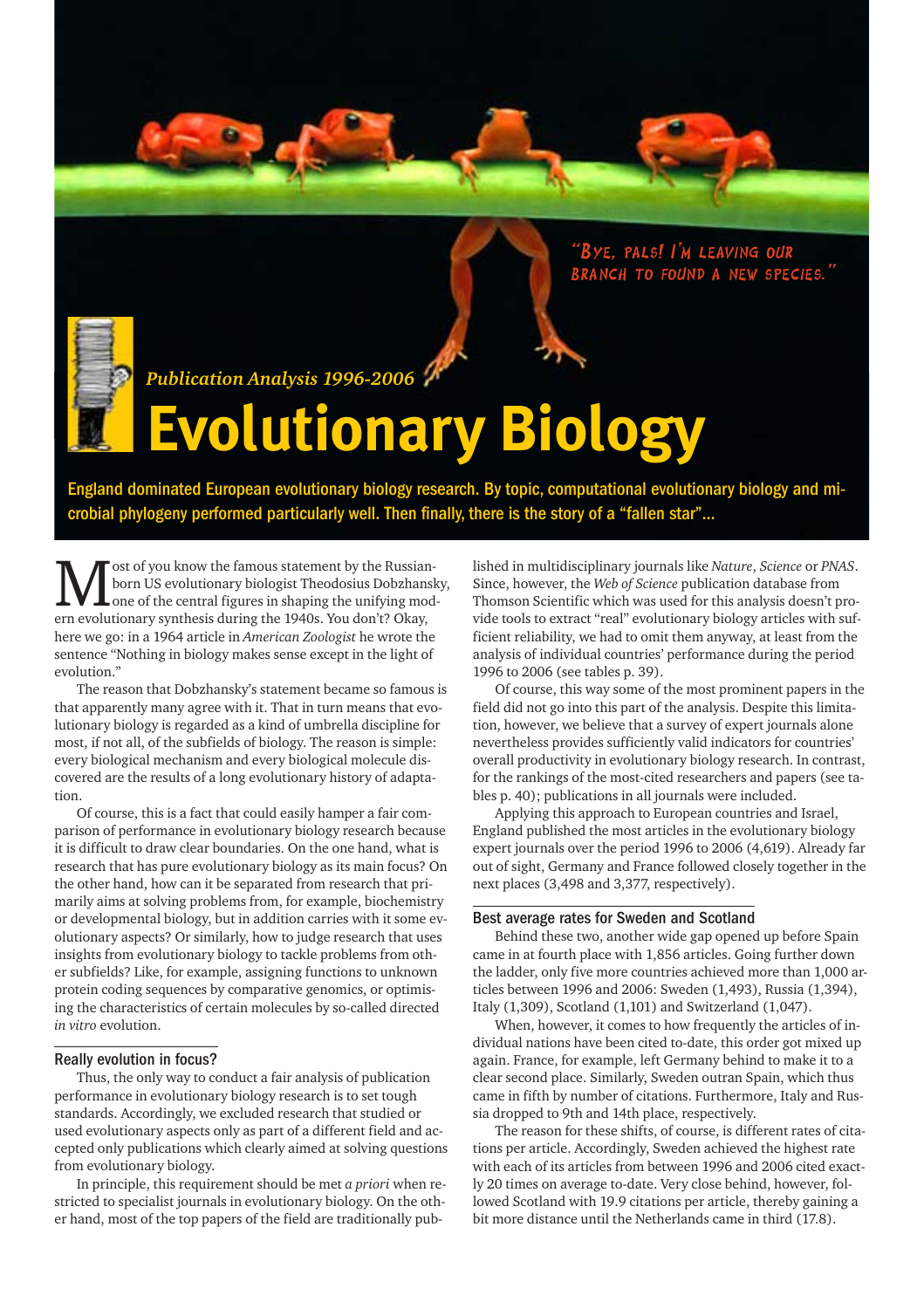"Bye, pals! I'm leaving our branch to found a new species."

*Publication Analysis 1996-2006*

# Evolutionary Biology

**England dominated European evolutionary biology research. By topic, computational evolutionary biology and microbial phylogeny performed particularly well. Then finally, there is the story of a "fallen star"...**

Most of you know the famous statement by the Russian-born US evolutionary biologist Theodosius Dobzhansky, one of the central figures in shaping the unifying modern evolutionary synthesis during the 1940s. You don't? Okay, here we go: in a 1964 article in *American Zoologist* he wrote the sentence "Nothing in biology makes sense except in the light of evolution."

The reason that Dobzhansky's statement became so famous is that apparently many agree with it. That in turn means that evolutionary biology is regarded as a kind of umbrella discipline for most, if not all, of the subfields of biology. The reason is simple: every biological mechanism and every biological molecule discovered are the results of a long evolutionary history of adaptation.

Of course, this is a fact that could easily hamper a fair comparison of performance in evolutionary biology research because it is difficult to draw clear boundaries. On the one hand, what is research that has pure evolutionary biology as its main focus? On the other hand, how can it be separated from research that primarily aims at solving problems from, for example, biochemistry or developmental biology, but in addition carries with it some evolutionary aspects? Or similarly, how to judge research that uses insights from evolutionary biology to tackle problems from other subfields? Like, for example, assigning functions to unknown protein coding sequences by comparative genomics, or optimising the characteristics of certain molecules by so-called directed *in vitro* evolution.

## Really evolution in focus?

Thus, the only way to conduct a fair analysis of publication performance in evolutionary biology research is to set tough standards. Accordingly, we excluded research that studied or used evolutionary aspects only as part of a different field and accepted only publications which clearly aimed at solving questions from evolutionary biology.

In principle, this requirement should be met *a priori* when restricted to specialist journals in evolutionary biology. On the other hand, most of the top papers of the field are traditionally published in multidisciplinary journals like *Nature*, *Science* or *PNAS*. Since, however, the *Web of Science* publication database from Thomson Scientific which was used for this analysis doesn't provide tools to extract "real" evolutionary biology articles with sufficient reliability, we had to omit them anyway, at least from the analysis of individual countries' performance during the period 1996 to 2006 (see tables p. 39).

Of course, this way some of the most prominent papers in the field did not go into this part of the analysis. Despite this limitation, however, we believe that a survey of expert journals alone nevertheless provides sufficiently valid indicators for countries' overall productivity in evolutionary biology research. In contrast, for the rankings of the most-cited researchers and papers (see tables p. 40); publications in all journals were included.

Applying this approach to European countries and Israel, England published the most articles in the evolutionary biology expert journals over the period 1996 to 2006 (4,619). Already far out of sight, Germany and France followed closely together in the next places (3,498 and 3,377, respectively).

## Best average rates for Sweden and Scotland

Behind these two, another wide gap opened up before Spain came in at fourth place with 1,856 articles. Going further down the ladder, only five more countries achieved more than 1,000 articles between 1996 and 2006: Sweden (1,493), Russia (1,394), Italy (1,309), Scotland (1,101) and Switzerland (1,047).

When, however, it comes to how frequently the articles of individual nations have been cited to-date, this order got mixed up again. France, for example, left Germany behind to make it to a clear second place. Similarly, Sweden outran Spain, which thus came in fifth by number of citations. Furthermore, Italy and Russia dropped to 9th and 14th place, respectively.

The reason for these shifts, of course, is different rates of citations per article. Accordingly, Sweden achieved the highest rate with each of its articles from between 1996 and 2006 cited exactly 20 times on average to-date. Very close behind, however, followed Scotland with 19.9 citations per article, thereby gaining a bit more distance until the Netherlands came in third (17.8).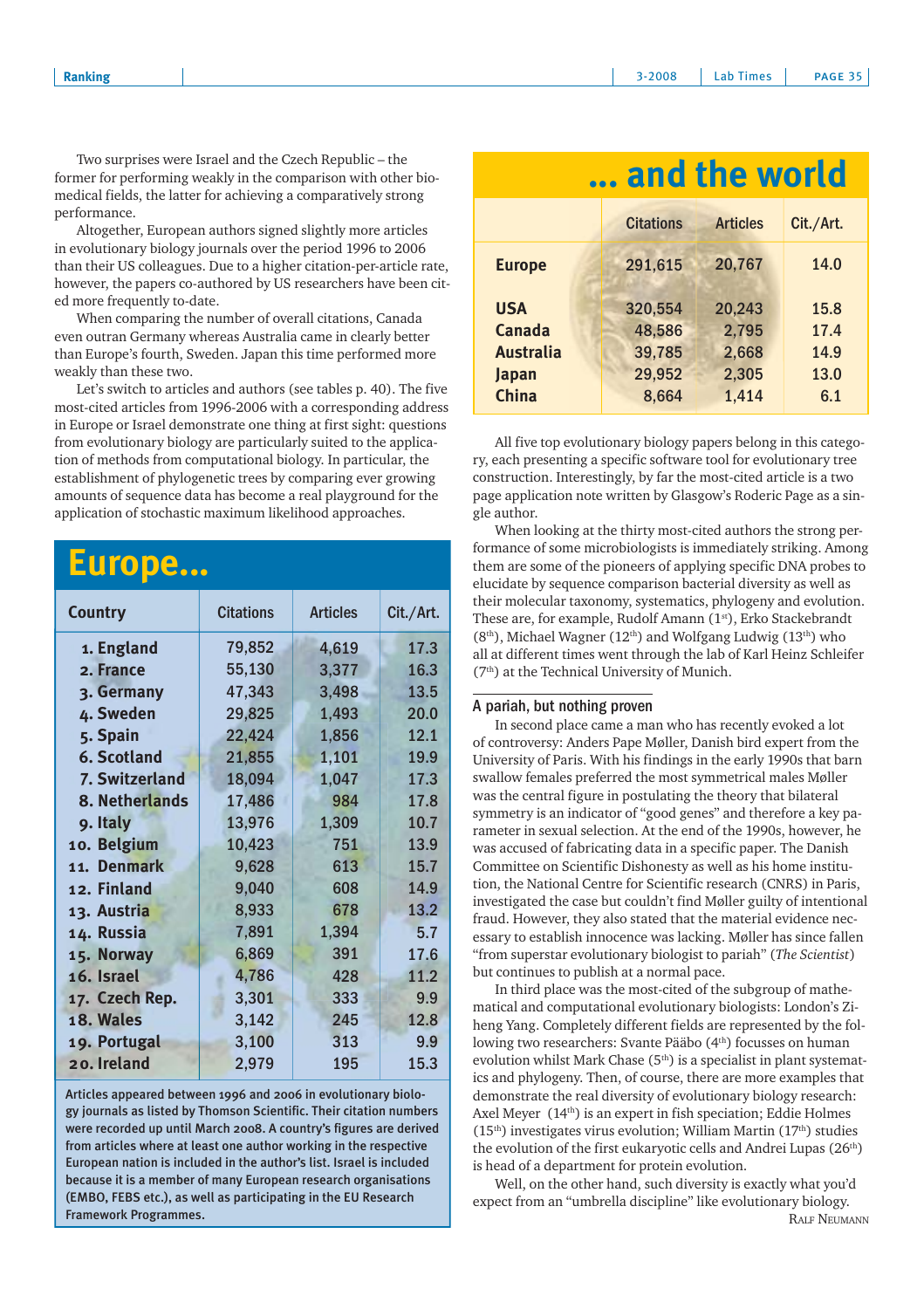Two surprises were Israel and the Czech Republic – the former for performing weakly in the comparison with other biomedical fields, the latter for achieving a comparatively strong performance.

Altogether, European authors signed slightly more articles in evolutionary biology journals over the period 1996 to 2006 than their US colleagues. Due to a higher citation-per-article rate, however, the papers co-authored by US researchers have been cited more frequently to-date.

When comparing the number of overall citations, Canada even outran Germany whereas Australia came in clearly better than Europe's fourth, Sweden. Japan this time performed more weakly than these two.

Let's switch to articles and authors (see tables p. 40). The five most-cited articles from 1996-2006 with a corresponding address in Europe or Israel demonstrate one thing at first sight: questions from evolutionary biology are particularly suited to the application of methods from computational biology. In particular, the establishment of phylogenetic trees by comparing ever growing amounts of sequence data has become a real playground for the application of stochastic maximum likelihood approaches.

## Europe...

| Country | Citations | Articles | Cit./Art. |
|---|---|---|---|
| 1. England | 79,852 | 4,619 | 17.3 |
| 2. France | 55,130 | 3,377 | 16.3 |
| 3. Germany | 47,343 | 3,498 | 13.5 |
| 4. Sweden | 29,825 | 1,493 | 20.0 |
| 5. Spain | 22,424 | 1,856 | 12.1 |
| 6. Scotland | 21,855 | 1,101 | 19.9 |
| 7. Switzerland | 18,094 | 1,047 | 17.3 |
| 8. Netherlands | 17,486 | 984 | 17.8 |
| 9. Italy | 13,976 | 1,309 | 10.7 |
| 10. Belgium | 10,423 | 751 | 13.9 |
| 11. Denmark | 9,628 | 613 | 15.7 |
| 12. Finland | 9,040 | 608 | 14.9 |
| 13. Austria | 8,933 | 678 | 13.2 |
| 14. Russia | 7,891 | 1,394 | 5.7 |
| 15. Norway | 6,869 | 391 | 17.6 |
| 16. Israel | 4,786 | 428 | 11.2 |
| 17. Czech Rep. | 3,301 | 333 | 9.9 |
| 18. Wales | 3,142 | 245 | 12.8 |
| 19. Portugal | 3,100 | 313 | 9.9 |
| 20. Ireland | 2,979 | 195 | 15.3 |

Articles appeared between 1996 and 2006 in evolutionary biology journals as listed by Thomson Scientific. Their citation numbers were recorded up until March 2008. A country's figures are derived from articles where at least one author working in the respective European nation is included in the author's list. Israel is included because it is a member of many European research organisations (EMBO, FEBS etc.), as well as participating in the EU Research Framework Programmes.

## ... and the world

| | Citations | Articles | Cit./Art. |
|---|---|---|---|
| Europe | 291,615 | 20,767 | 14.0 |
| USA | 320,554 | 20,243 | 15.8 |
| Canada | 48,586 | 2,795 | 17.4 |
| Australia | 39,785 | 2,668 | 14.9 |
| Japan | 29,952 | 2,305 | 13.0 |
| China | 8,664 | 1,414 | 6.1 |

All five top evolutionary biology papers belong in this category, each presenting a specific software tool for evolutionary tree construction. Interestingly, by far the most-cited article is a two page application note written by Glasgow's Roderic Page as a single author.

When looking at the thirty most-cited authors the strong performance of some microbiologists is immediately striking. Among them are some of the pioneers of applying specific DNA probes to elucidate by sequence comparison bacterial diversity as well as their molecular taxonomy, systematics, phylogeny and evolution. These are, for example, Rudolf Amann (1st), Erko Stackebrandt (8th), Michael Wagner (12th) and Wolfgang Ludwig (13th) who all at different times went through the lab of Karl Heinz Schleifer (7th) at the Technical University of Munich.

### A pariah, but nothing proven

In second place came a man who has recently evoked a lot of controversy: Anders Pape Møller, Danish bird expert from the University of Paris. With his findings in the early 1990s that barn swallow females preferred the most symmetrical males Møller was the central figure in postulating the theory that bilateral symmetry is an indicator of "good genes" and therefore a key parameter in sexual selection. At the end of the 1990s, however, he was accused of fabricating data in a specific paper. The Danish Committee on Scientific Dishonesty as well as his home institution, the National Centre for Scientific research (CNRS) in Paris, investigated the case but couldn't find Møller guilty of intentional fraud. However, they also stated that the material evidence necessary to establish innocence was lacking. Møller has since fallen "from superstar evolutionary biologist to pariah" (*The Scientist*) but continues to publish at a normal pace.

In third place was the most-cited of the subgroup of mathematical and computational evolutionary biologists: London's Ziheng Yang. Completely different fields are represented by the following two researchers: Svante Pääbo (4th) focusses on human evolution whilst Mark Chase (5th) is a specialist in plant systematics and phylogeny. Then, of course, there are more examples that demonstrate the real diversity of evolutionary biology research: Axel Meyer (14th) is an expert in fish speciation; Eddie Holmes (15th) investigates virus evolution; William Martin (17th) studies the evolution of the first eukaryotic cells and Andrei Lupas (26th) is head of a department for protein evolution.

Well, on the other hand, such diversity is exactly what you'd expect from an "umbrella discipline" like evolutionary biology.

Ralf Neumann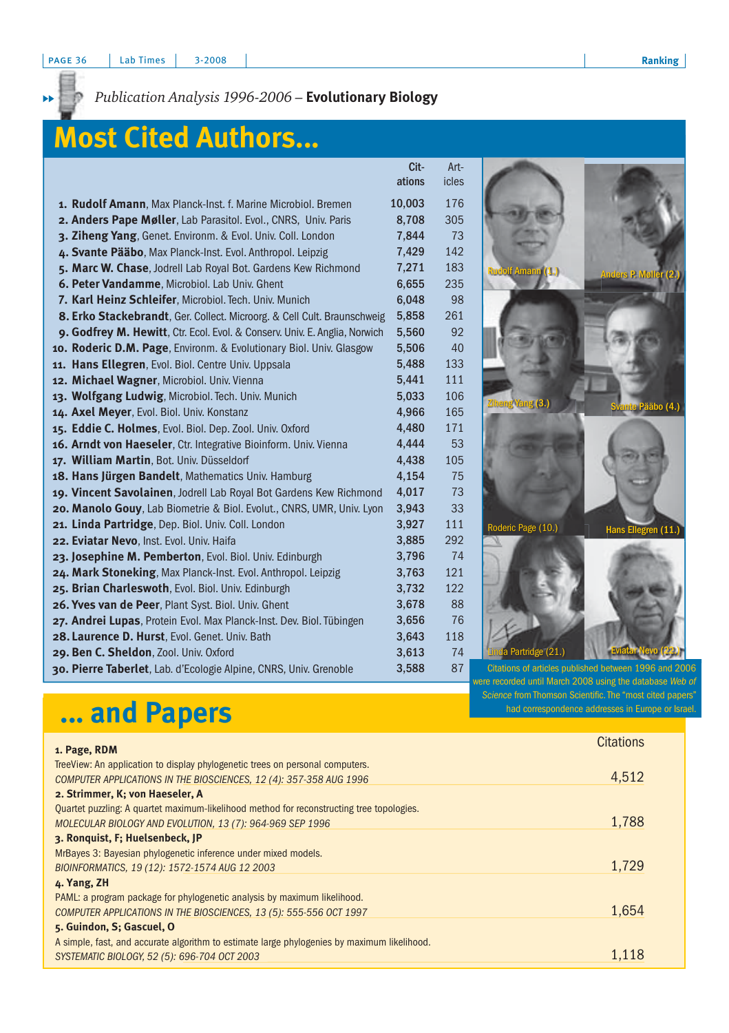*Publication Analysis 1996-2006* – **Evolutionary Biology**

# Most Cited Authors...

| | Citations | Articles |
|---|---|---|
| 1. **Rudolf Amann**, Max Planck-Inst. f. Marine Microbiol. Bremen | 10,003 | 176 |
| 2. **Anders Pape Møller**, Lab Parasitol. Evol., CNRS, Univ. Paris | 8,708 | 305 |
| 3. **Ziheng Yang**, Genet. Environm. & Evol. Univ. Coll. London | 7,844 | 73 |
| 4. **Svante Pääbo**, Max Planck-Inst. Evol. Anthropol. Leipzig | 7,429 | 142 |
| 5. **Marc W. Chase**, Jodrell Lab Royal Bot. Gardens Kew Richmond | 7,271 | 183 |
| 6. **Peter Vandamme**, Microbiol. Lab Univ. Ghent | 6,655 | 235 |
| 7. **Karl Heinz Schleifer**, Microbiol. Tech. Univ. Munich | 6,048 | 98 |
| 8. **Erko Stackebrandt**, Ger. Collect. Microorg. & Cell Cult. Braunschweig | 5,858 | 261 |
| 9. **Godfrey M. Hewitt**, Ctr. Ecol. Evol. & Conserv. Univ. E. Anglia, Norwich | 5,560 | 92 |
| 10. **Roderic D.M. Page**, Environm. & Evolutionary Biol. Univ. Glasgow | 5,506 | 40 |
| 11. **Hans Ellegren**, Evol. Biol. Centre Univ. Uppsala | 5,488 | 133 |
| 12. **Michael Wagner**, Microbiol. Univ. Vienna | 5,441 | 111 |
| 13. **Wolfgang Ludwig**, Microbiol. Tech. Univ. Munich | 5,033 | 106 |
| 14. **Axel Meyer**, Evol. Biol. Univ. Konstanz | 4,966 | 165 |
| 15. **Eddie C. Holmes**, Evol. Biol. Dep. Zool. Univ. Oxford | 4,480 | 171 |
| 16. **Arndt von Haeseler**, Ctr. Integrative Bioinform. Univ. Vienna | 4,444 | 53 |
| 17. **William Martin**, Bot. Univ. Düsseldorf | 4,438 | 105 |
| 18. **Hans Jürgen Bandelt**, Mathematics Univ. Hamburg | 4,154 | 75 |
| 19. **Vincent Savolainen**, Jodrell Lab Royal Bot Gardens Kew Richmond | 4,017 | 73 |
| 20. **Manolo Gouy**, Lab Biometrie & Biol. Evolut., CNRS, UMR, Univ. Lyon | 3,943 | 33 |
| 21. **Linda Partridge**, Dep. Biol. Univ. Coll. London | 3,927 | 111 |
| 22. **Eviatar Nevo**, Inst. Evol. Univ. Haifa | 3,885 | 292 |
| 23. **Josephine M. Pemberton**, Evol. Biol. Univ. Edinburgh | 3,796 | 74 |
| 24. **Mark Stoneking**, Max Planck-Inst. Evol. Anthropol. Leipzig | 3,763 | 121 |
| 25. **Brian Charlesworth**, Evol. Biol. Univ. Edinburgh | 3,732 | 122 |
| 26. **Yves van de Peer**, Plant Syst. Biol. Univ. Ghent | 3,678 | 88 |
| 27. **Andrei Lupas**, Protein Evol. Max Planck-Inst. Dev. Biol. Tübingen | 3,656 | 76 |
| 28. **Laurence D. Hurst**, Evol. Genet. Univ. Bath | 3,643 | 118 |
| 29. **Ben C. Sheldon**, Zool. Univ. Oxford | 3,613 | 74 |
| 30. **Pierre Taberlet**, Lab. d'Ecologie Alpine, CNRS, Univ. Grenoble | 3,588 | 87 |

Rudolf Amann (1.) · Anders P. Møller (2.) · Ziheng Yang (3.) · Svante Pääbo (4.) · Roderic Page (10.) · Hans Ellegren (11.) · Linda Partridge (21.) · Eviatar Nevo (22.)

Citations of articles published between 1996 and 2006 were recorded until March 2008 using the database *Web of Science* from Thomson Scientific. The "most cited papers" had correspondence addresses in Europe or Israel.

# ... and Papers

| | Citations |
|---|---|
| **1. Page, RDM**<br>TreeView: An application to display phylogenetic trees on personal computers.<br>*COMPUTER APPLICATIONS IN THE BIOSCIENCES, 12 (4): 357-358 AUG 1996* | 4,512 |
| **2. Strimmer, K; von Haeseler, A**<br>Quartet puzzling: A quartet maximum-likelihood method for reconstructing tree topologies.<br>*MOLECULAR BIOLOGY AND EVOLUTION, 13 (7): 964-969 SEP 1996* | 1,788 |
| **3. Ronquist, F; Huelsenbeck, JP**<br>MrBayes 3: Bayesian phylogenetic inference under mixed models.<br>*BIOINFORMATICS, 19 (12): 1572-1574 AUG 12 2003* | 1,729 |
| **4. Yang, ZH**<br>PAML: a program package for phylogenetic analysis by maximum likelihood.<br>*COMPUTER APPLICATIONS IN THE BIOSCIENCES, 13 (5): 555-556 OCT 1997* | 1,654 |
| **5. Guindon, S; Gascuel, O**<br>A simple, fast, and accurate algorithm to estimate large phylogenies by maximum likelihood.<br>*SYSTEMATIC BIOLOGY, 52 (5): 696-704 OCT 2003* | 1,118 |